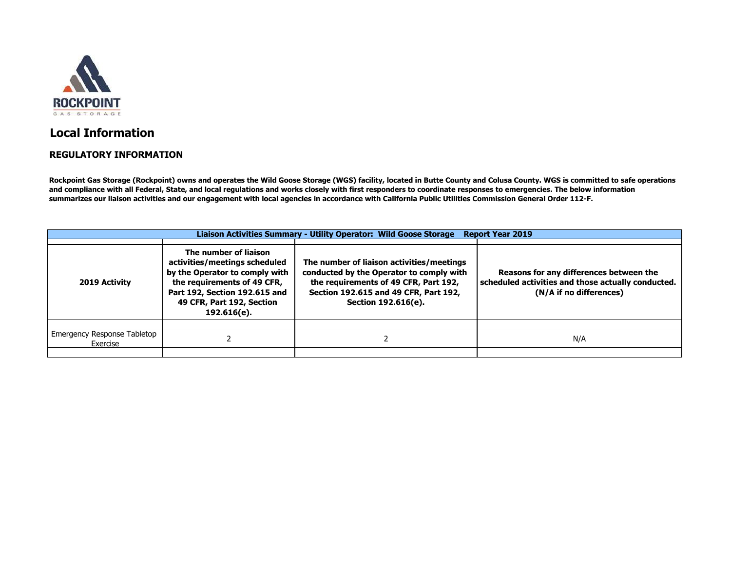# Local Information

## REGULATORY INFORMATION

**Rockpoint Gas Storage (Rockpoint) owns and operates the Wild Goose Storage (WGS) facility, located in Butte County and Colusa County. WGS is committed to safe operations and compliance with all Federal, State, and local regulations and works closely with first responders to coordinate responses to emergencies. The below information summarizes our liaison activities and our engagement with local agencies in accordance with California Public Utilities Commission General Order 112-F.**

| Liaison Activities Summary - Utility Operator: Wild Goose Storage Report Year 2019 | | | |
|---|---|---|---|
| | | | |
| **2019 Activity** | **The number of liaison activities/meetings scheduled by the Operator to comply with the requirements of 49 CFR, Part 192, Section 192.615 and 49 CFR, Part 192, Section 192.616(e).** | **The number of liaison activities/meetings conducted by the Operator to comply with the requirements of 49 CFR, Part 192, Section 192.615 and 49 CFR, Part 192, Section 192.616(e).** | **Reasons for any differences between the scheduled activities and those actually conducted. (N/A if no differences)** |
| | | | |
| Emergency Response Tabletop Exercise | 2 | 2 | N/A |
| | | | |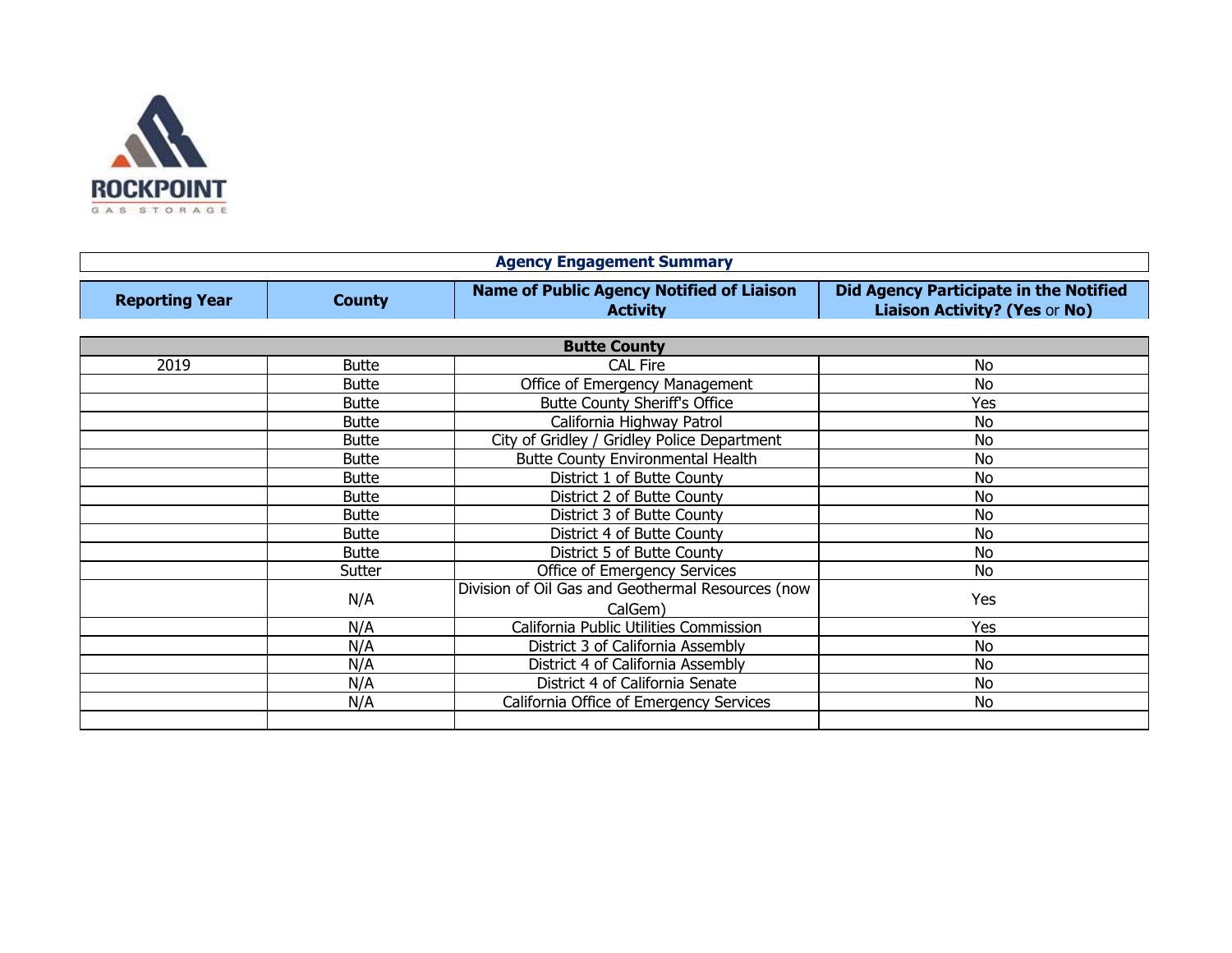ROCKPOINT

GAS STORAGE

## Agency Engagement Summary

| Reporting Year | County | Name of Public Agency Notified of Liaison Activity | Did Agency Participate in the Notified Liaison Activity? (**Yes** or **No**) |
|---|---|---|---|
| **Butte County** | | | |
| 2019 | Butte | CAL Fire | No |
| | Butte | Office of Emergency Management | No |
| | Butte | Butte County Sheriff's Office | Yes |
| | Butte | California Highway Patrol | No |
| | Butte | City of Gridley / Gridley Police Department | No |
| | Butte | Butte County Environmental Health | No |
| | Butte | District 1 of Butte County | No |
| | Butte | District 2 of Butte County | No |
| | Butte | District 3 of Butte County | No |
| | Butte | District 4 of Butte County | No |
| | Butte | District 5 of Butte County | No |
| | Sutter | Office of Emergency Services | No |
| | N/A | Division of Oil Gas and Geothermal Resources (now CalGem) | Yes |
| | N/A | California Public Utilities Commission | Yes |
| | N/A | District 3 of California Assembly | No |
| | N/A | District 4 of California Assembly | No |
| | N/A | District 4 of California Senate | No |
| | N/A | California Office of Emergency Services | No |
| | | | |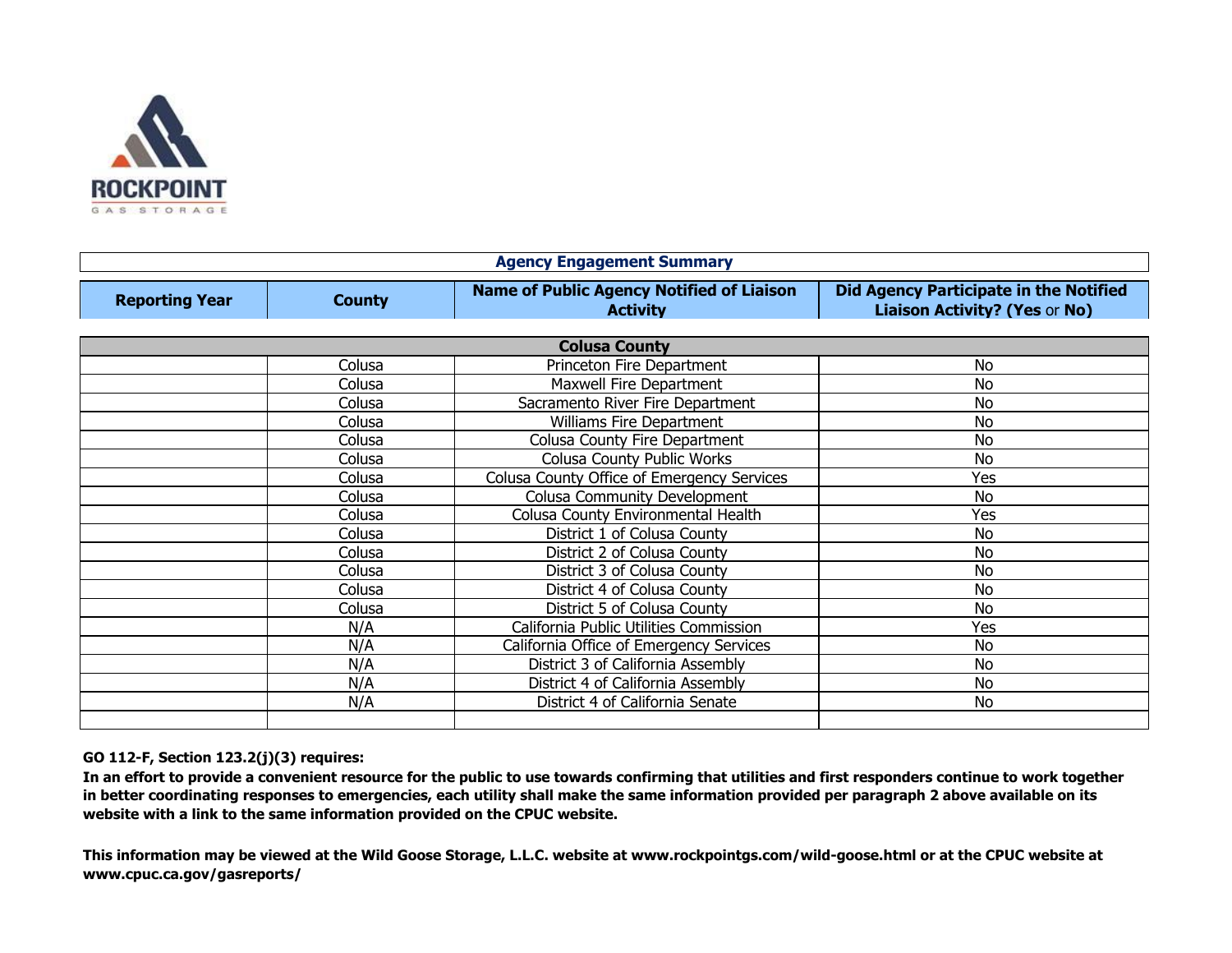ROCKPOINT
GAS STORAGE

| Agency Engagement Summary | | | |
|---|---|---|---|
| **Reporting Year** | **County** | **Name of Public Agency Notified of Liaison Activity** | **Did Agency Participate in the Notified Liaison Activity? (Yes or No)** |
| **Colusa County** | | | |
| | Colusa | Princeton Fire Department | No |
| | Colusa | Maxwell Fire Department | No |
| | Colusa | Sacramento River Fire Department | No |
| | Colusa | Williams Fire Department | No |
| | Colusa | Colusa County Fire Department | No |
| | Colusa | Colusa County Public Works | No |
| | Colusa | Colusa County Office of Emergency Services | Yes |
| | Colusa | Colusa Community Development | No |
| | Colusa | Colusa County Environmental Health | Yes |
| | Colusa | District 1 of Colusa County | No |
| | Colusa | District 2 of Colusa County | No |
| | Colusa | District 3 of Colusa County | No |
| | Colusa | District 4 of Colusa County | No |
| | Colusa | District 5 of Colusa County | No |
| | N/A | California Public Utilities Commission | Yes |
| | N/A | California Office of Emergency Services | No |
| | N/A | District 3 of California Assembly | No |
| | N/A | District 4 of California Assembly | No |
| | N/A | District 4 of California Senate | No |
| | | | |

**GO 112-F, Section 123.2(j)(3) requires:**

**In an effort to provide a convenient resource for the public to use towards confirming that utilities and first responders continue to work together in better coordinating responses to emergencies, each utility shall make the same information provided per paragraph 2 above available on its website with a link to the same information provided on the CPUC website.**

**This information may be viewed at the Wild Goose Storage, L.L.C. website at www.rockpointgs.com/wild-goose.html or at the CPUC website at www.cpuc.ca.gov/gasreports/**